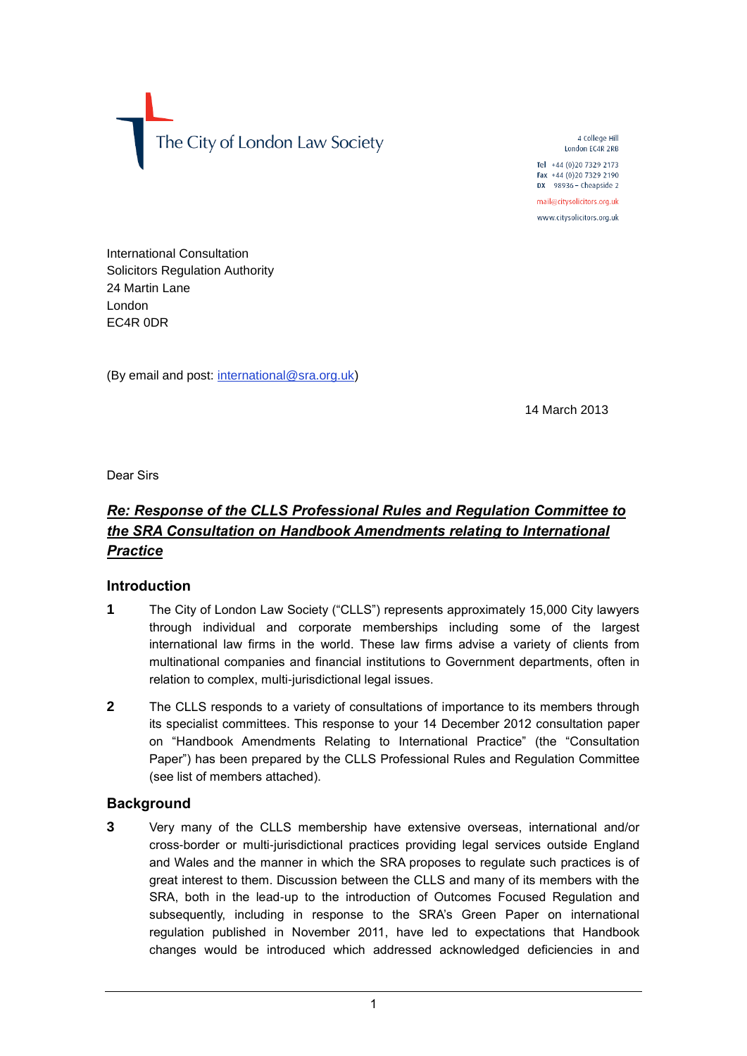The City of London Law Society

4 College Hill
London EC4R 2RB

Tel +44 (0)20 7329 2173
Fax +44 (0)20 7329 2190
DX 98936 – Cheapside 2

mail@citysolicitors.org.uk

www.citysolicitors.org.uk

International Consultation
Solicitors Regulation Authority
24 Martin Lane
London
EC4R 0DR

(By email and post: international@sra.org.uk)

14 March 2013

Dear Sirs

## ***Re: Response of the CLLS Professional Rules and Regulation Committee to the SRA Consultation on Handbook Amendments relating to International Practice***

### Introduction

**1** The City of London Law Society ("CLLS") represents approximately 15,000 City lawyers through individual and corporate memberships including some of the largest international law firms in the world. These law firms advise a variety of clients from multinational companies and financial institutions to Government departments, often in relation to complex, multi-jurisdictional legal issues.

**2** The CLLS responds to a variety of consultations of importance to its members through its specialist committees. This response to your 14 December 2012 consultation paper on "Handbook Amendments Relating to International Practice" (the "Consultation Paper") has been prepared by the CLLS Professional Rules and Regulation Committee (see list of members attached).

### Background

**3** Very many of the CLLS membership have extensive overseas, international and/or cross-border or multi-jurisdictional practices providing legal services outside England and Wales and the manner in which the SRA proposes to regulate such practices is of great interest to them. Discussion between the CLLS and many of its members with the SRA, both in the lead-up to the introduction of Outcomes Focused Regulation and subsequently, including in response to the SRA's Green Paper on international regulation published in November 2011, have led to expectations that Handbook changes would be introduced which addressed acknowledged deficiencies in and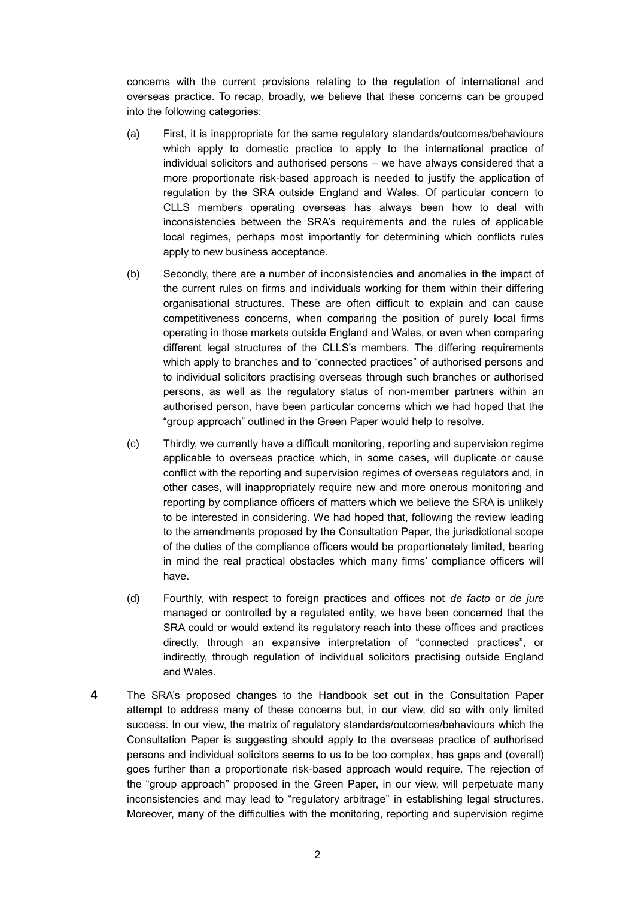concerns with the current provisions relating to the regulation of international and overseas practice. To recap, broadly, we believe that these concerns can be grouped into the following categories:

(a) First, it is inappropriate for the same regulatory standards/outcomes/behaviours which apply to domestic practice to apply to the international practice of individual solicitors and authorised persons – we have always considered that a more proportionate risk-based approach is needed to justify the application of regulation by the SRA outside England and Wales. Of particular concern to CLLS members operating overseas has always been how to deal with inconsistencies between the SRA's requirements and the rules of applicable local regimes, perhaps most importantly for determining which conflicts rules apply to new business acceptance.

(b) Secondly, there are a number of inconsistencies and anomalies in the impact of the current rules on firms and individuals working for them within their differing organisational structures. These are often difficult to explain and can cause competitiveness concerns, when comparing the position of purely local firms operating in those markets outside England and Wales, or even when comparing different legal structures of the CLLS's members. The differing requirements which apply to branches and to "connected practices" of authorised persons and to individual solicitors practising overseas through such branches or authorised persons, as well as the regulatory status of non-member partners within an authorised person, have been particular concerns which we had hoped that the "group approach" outlined in the Green Paper would help to resolve.

(c) Thirdly, we currently have a difficult monitoring, reporting and supervision regime applicable to overseas practice which, in some cases, will duplicate or cause conflict with the reporting and supervision regimes of overseas regulators and, in other cases, will inappropriately require new and more onerous monitoring and reporting by compliance officers of matters which we believe the SRA is unlikely to be interested in considering. We had hoped that, following the review leading to the amendments proposed by the Consultation Paper, the jurisdictional scope of the duties of the compliance officers would be proportionately limited, bearing in mind the real practical obstacles which many firms' compliance officers will have.

(d) Fourthly, with respect to foreign practices and offices not *de facto* or *de jure* managed or controlled by a regulated entity, we have been concerned that the SRA could or would extend its regulatory reach into these offices and practices directly, through an expansive interpretation of "connected practices", or indirectly, through regulation of individual solicitors practising outside England and Wales.

**4** The SRA's proposed changes to the Handbook set out in the Consultation Paper attempt to address many of these concerns but, in our view, did so with only limited success. In our view, the matrix of regulatory standards/outcomes/behaviours which the Consultation Paper is suggesting should apply to the overseas practice of authorised persons and individual solicitors seems to us to be too complex, has gaps and (overall) goes further than a proportionate risk-based approach would require. The rejection of the "group approach" proposed in the Green Paper, in our view, will perpetuate many inconsistencies and may lead to "regulatory arbitrage" in establishing legal structures. Moreover, many of the difficulties with the monitoring, reporting and supervision regime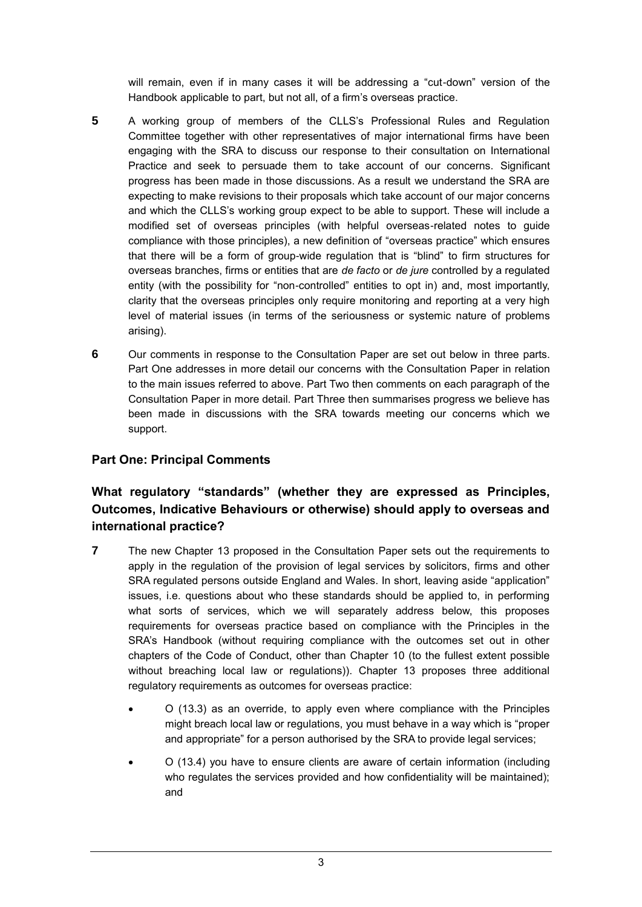will remain, even if in many cases it will be addressing a "cut-down" version of the Handbook applicable to part, but not all, of a firm's overseas practice.

**5** A working group of members of the CLLS's Professional Rules and Regulation Committee together with other representatives of major international firms have been engaging with the SRA to discuss our response to their consultation on International Practice and seek to persuade them to take account of our concerns. Significant progress has been made in those discussions. As a result we understand the SRA are expecting to make revisions to their proposals which take account of our major concerns and which the CLLS's working group expect to be able to support. These will include a modified set of overseas principles (with helpful overseas-related notes to guide compliance with those principles), a new definition of "overseas practice" which ensures that there will be a form of group-wide regulation that is "blind" to firm structures for overseas branches, firms or entities that are *de facto* or *de jure* controlled by a regulated entity (with the possibility for "non-controlled" entities to opt in) and, most importantly, clarity that the overseas principles only require monitoring and reporting at a very high level of material issues (in terms of the seriousness or systemic nature of problems arising).

**6** Our comments in response to the Consultation Paper are set out below in three parts. Part One addresses in more detail our concerns with the Consultation Paper in relation to the main issues referred to above. Part Two then comments on each paragraph of the Consultation Paper in more detail. Part Three then summarises progress we believe has been made in discussions with the SRA towards meeting our concerns which we support.

## Part One: Principal Comments

### What regulatory "standards" (whether they are expressed as Principles, Outcomes, Indicative Behaviours or otherwise) should apply to overseas and international practice?

**7** The new Chapter 13 proposed in the Consultation Paper sets out the requirements to apply in the regulation of the provision of legal services by solicitors, firms and other SRA regulated persons outside England and Wales. In short, leaving aside "application" issues, i.e. questions about who these standards should be applied to, in performing what sorts of services, which we will separately address below, this proposes requirements for overseas practice based on compliance with the Principles in the SRA's Handbook (without requiring compliance with the outcomes set out in other chapters of the Code of Conduct, other than Chapter 10 (to the fullest extent possible without breaching local law or regulations)). Chapter 13 proposes three additional regulatory requirements as outcomes for overseas practice:

- O (13.3) as an override, to apply even where compliance with the Principles might breach local law or regulations, you must behave in a way which is "proper and appropriate" for a person authorised by the SRA to provide legal services;
- O (13.4) you have to ensure clients are aware of certain information (including who regulates the services provided and how confidentiality will be maintained); and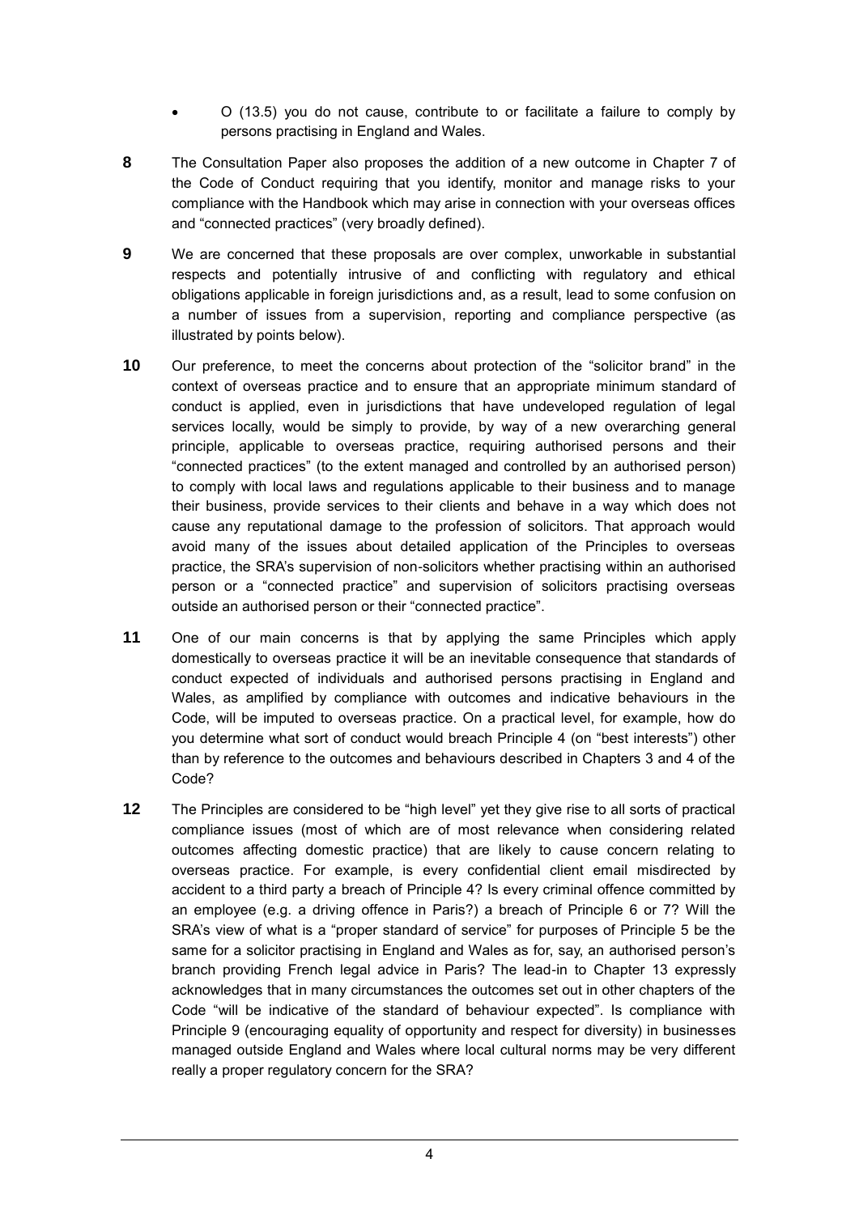- O (13.5) you do not cause, contribute to or facilitate a failure to comply by persons practising in England and Wales.

**8** The Consultation Paper also proposes the addition of a new outcome in Chapter 7 of the Code of Conduct requiring that you identify, monitor and manage risks to your compliance with the Handbook which may arise in connection with your overseas offices and "connected practices" (very broadly defined).

**9** We are concerned that these proposals are over complex, unworkable in substantial respects and potentially intrusive of and conflicting with regulatory and ethical obligations applicable in foreign jurisdictions and, as a result, lead to some confusion on a number of issues from a supervision, reporting and compliance perspective (as illustrated by points below).

**10** Our preference, to meet the concerns about protection of the "solicitor brand" in the context of overseas practice and to ensure that an appropriate minimum standard of conduct is applied, even in jurisdictions that have undeveloped regulation of legal services locally, would be simply to provide, by way of a new overarching general principle, applicable to overseas practice, requiring authorised persons and their "connected practices" (to the extent managed and controlled by an authorised person) to comply with local laws and regulations applicable to their business and to manage their business, provide services to their clients and behave in a way which does not cause any reputational damage to the profession of solicitors. That approach would avoid many of the issues about detailed application of the Principles to overseas practice, the SRA's supervision of non-solicitors whether practising within an authorised person or a "connected practice" and supervision of solicitors practising overseas outside an authorised person or their "connected practice".

**11** One of our main concerns is that by applying the same Principles which apply domestically to overseas practice it will be an inevitable consequence that standards of conduct expected of individuals and authorised persons practising in England and Wales, as amplified by compliance with outcomes and indicative behaviours in the Code, will be imputed to overseas practice. On a practical level, for example, how do you determine what sort of conduct would breach Principle 4 (on "best interests") other than by reference to the outcomes and behaviours described in Chapters 3 and 4 of the Code?

**12** The Principles are considered to be "high level" yet they give rise to all sorts of practical compliance issues (most of which are of most relevance when considering related outcomes affecting domestic practice) that are likely to cause concern relating to overseas practice. For example, is every confidential client email misdirected by accident to a third party a breach of Principle 4? Is every criminal offence committed by an employee (e.g. a driving offence in Paris?) a breach of Principle 6 or 7? Will the SRA's view of what is a "proper standard of service" for purposes of Principle 5 be the same for a solicitor practising in England and Wales as for, say, an authorised person's branch providing French legal advice in Paris? The lead-in to Chapter 13 expressly acknowledges that in many circumstances the outcomes set out in other chapters of the Code "will be indicative of the standard of behaviour expected". Is compliance with Principle 9 (encouraging equality of opportunity and respect for diversity) in businesses managed outside England and Wales where local cultural norms may be very different really a proper regulatory concern for the SRA?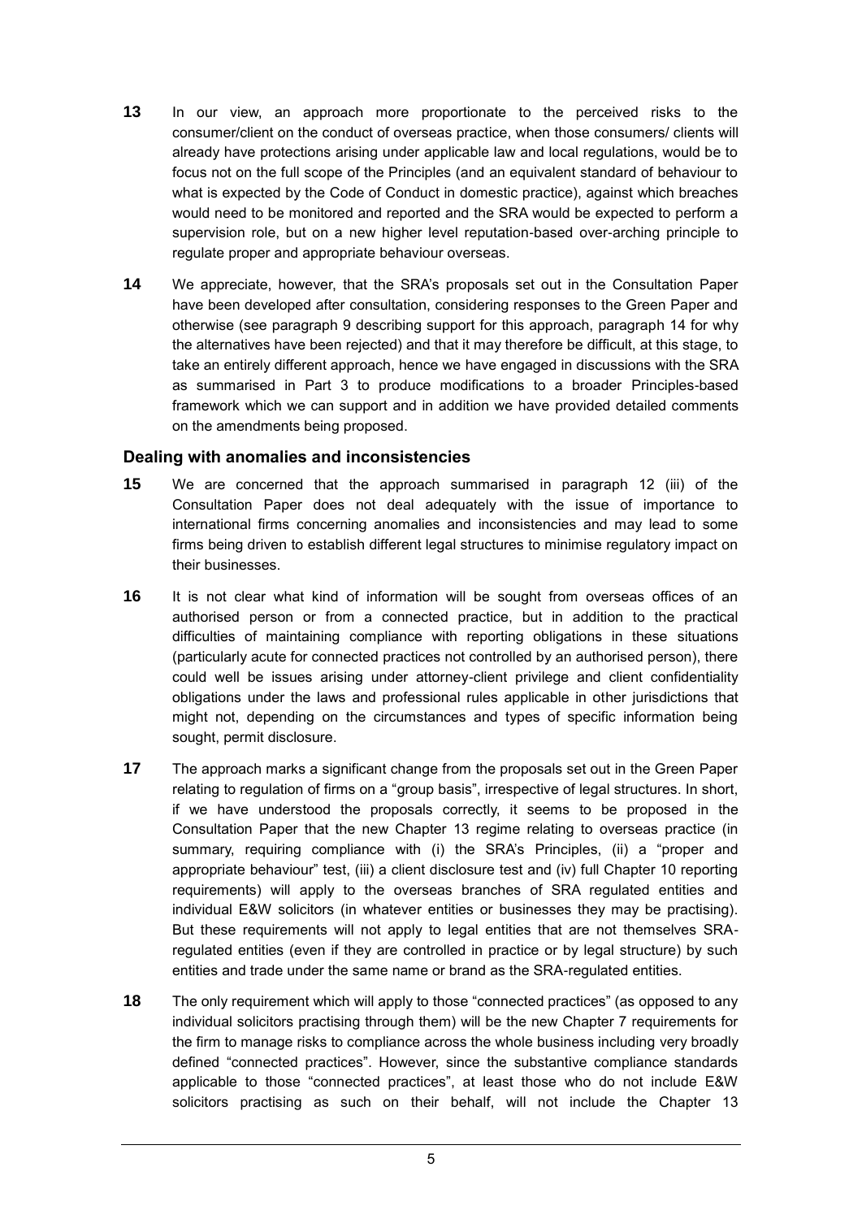**13** In our view, an approach more proportionate to the perceived risks to the consumer/client on the conduct of overseas practice, when those consumers/ clients will already have protections arising under applicable law and local regulations, would be to focus not on the full scope of the Principles (and an equivalent standard of behaviour to what is expected by the Code of Conduct in domestic practice), against which breaches would need to be monitored and reported and the SRA would be expected to perform a supervision role, but on a new higher level reputation-based over-arching principle to regulate proper and appropriate behaviour overseas.

**14** We appreciate, however, that the SRA's proposals set out in the Consultation Paper have been developed after consultation, considering responses to the Green Paper and otherwise (see paragraph 9 describing support for this approach, paragraph 14 for why the alternatives have been rejected) and that it may therefore be difficult, at this stage, to take an entirely different approach, hence we have engaged in discussions with the SRA as summarised in Part 3 to produce modifications to a broader Principles-based framework which we can support and in addition we have provided detailed comments on the amendments being proposed.

### Dealing with anomalies and inconsistencies

**15** We are concerned that the approach summarised in paragraph 12 (iii) of the Consultation Paper does not deal adequately with the issue of importance to international firms concerning anomalies and inconsistencies and may lead to some firms being driven to establish different legal structures to minimise regulatory impact on their businesses.

**16** It is not clear what kind of information will be sought from overseas offices of an authorised person or from a connected practice, but in addition to the practical difficulties of maintaining compliance with reporting obligations in these situations (particularly acute for connected practices not controlled by an authorised person), there could well be issues arising under attorney-client privilege and client confidentiality obligations under the laws and professional rules applicable in other jurisdictions that might not, depending on the circumstances and types of specific information being sought, permit disclosure.

**17** The approach marks a significant change from the proposals set out in the Green Paper relating to regulation of firms on a "group basis", irrespective of legal structures. In short, if we have understood the proposals correctly, it seems to be proposed in the Consultation Paper that the new Chapter 13 regime relating to overseas practice (in summary, requiring compliance with (i) the SRA's Principles, (ii) a "proper and appropriate behaviour" test, (iii) a client disclosure test and (iv) full Chapter 10 reporting requirements) will apply to the overseas branches of SRA regulated entities and individual E&W solicitors (in whatever entities or businesses they may be practising). But these requirements will not apply to legal entities that are not themselves SRA-regulated entities (even if they are controlled in practice or by legal structure) by such entities and trade under the same name or brand as the SRA-regulated entities.

**18** The only requirement which will apply to those "connected practices" (as opposed to any individual solicitors practising through them) will be the new Chapter 7 requirements for the firm to manage risks to compliance across the whole business including very broadly defined "connected practices". However, since the substantive compliance standards applicable to those "connected practices", at least those who do not include E&W solicitors practising as such on their behalf, will not include the Chapter 13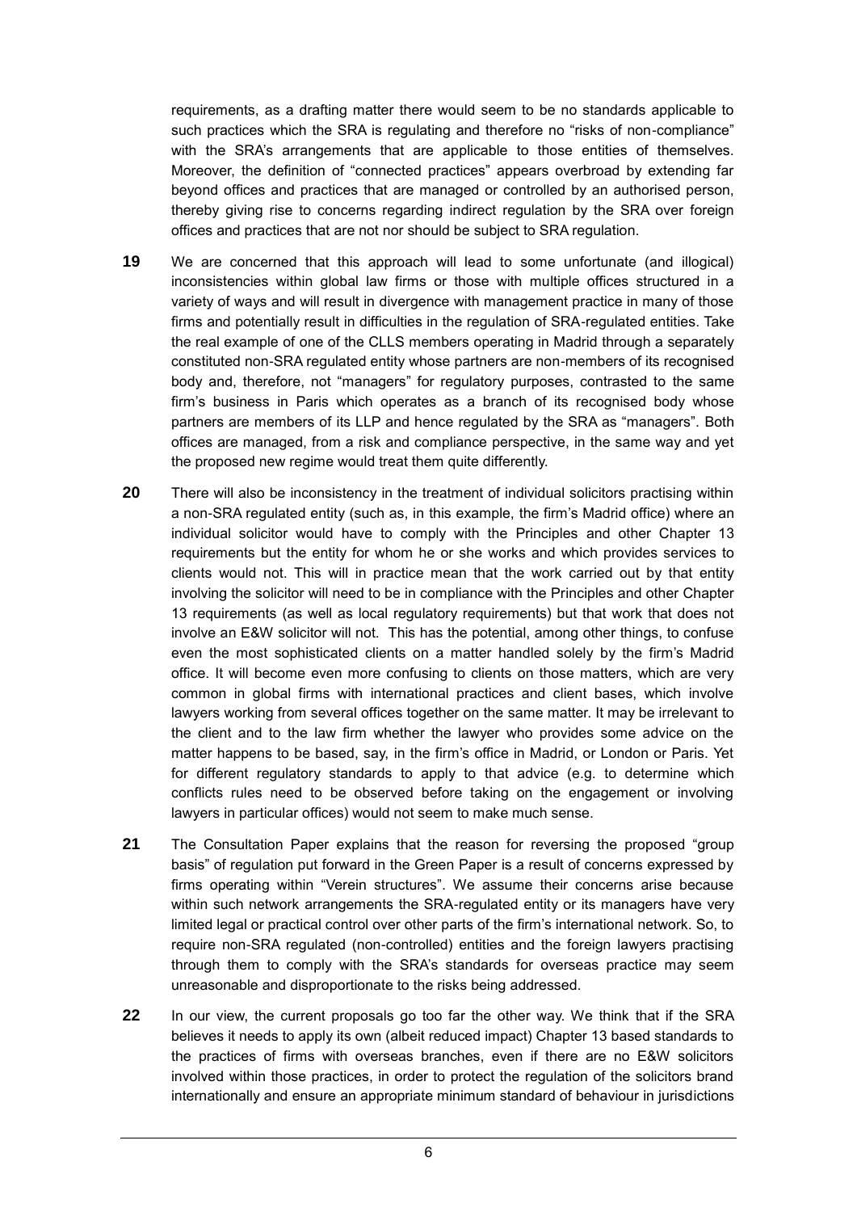requirements, as a drafting matter there would seem to be no standards applicable to such practices which the SRA is regulating and therefore no "risks of non-compliance" with the SRA's arrangements that are applicable to those entities of themselves. Moreover, the definition of "connected practices" appears overbroad by extending far beyond offices and practices that are managed or controlled by an authorised person, thereby giving rise to concerns regarding indirect regulation by the SRA over foreign offices and practices that are not nor should be subject to SRA regulation.

**19** We are concerned that this approach will lead to some unfortunate (and illogical) inconsistencies within global law firms or those with multiple offices structured in a variety of ways and will result in divergence with management practice in many of those firms and potentially result in difficulties in the regulation of SRA-regulated entities. Take the real example of one of the CLLS members operating in Madrid through a separately constituted non-SRA regulated entity whose partners are non-members of its recognised body and, therefore, not "managers" for regulatory purposes, contrasted to the same firm's business in Paris which operates as a branch of its recognised body whose partners are members of its LLP and hence regulated by the SRA as "managers". Both offices are managed, from a risk and compliance perspective, in the same way and yet the proposed new regime would treat them quite differently.

**20** There will also be inconsistency in the treatment of individual solicitors practising within a non-SRA regulated entity (such as, in this example, the firm's Madrid office) where an individual solicitor would have to comply with the Principles and other Chapter 13 requirements but the entity for whom he or she works and which provides services to clients would not. This will in practice mean that the work carried out by that entity involving the solicitor will need to be in compliance with the Principles and other Chapter 13 requirements (as well as local regulatory requirements) but that work that does not involve an E&W solicitor will not. This has the potential, among other things, to confuse even the most sophisticated clients on a matter handled solely by the firm's Madrid office. It will become even more confusing to clients on those matters, which are very common in global firms with international practices and client bases, which involve lawyers working from several offices together on the same matter. It may be irrelevant to the client and to the law firm whether the lawyer who provides some advice on the matter happens to be based, say, in the firm's office in Madrid, or London or Paris. Yet for different regulatory standards to apply to that advice (e.g. to determine which conflicts rules need to be observed before taking on the engagement or involving lawyers in particular offices) would not seem to make much sense.

**21** The Consultation Paper explains that the reason for reversing the proposed "group basis" of regulation put forward in the Green Paper is a result of concerns expressed by firms operating within "Verein structures". We assume their concerns arise because within such network arrangements the SRA-regulated entity or its managers have very limited legal or practical control over other parts of the firm's international network. So, to require non-SRA regulated (non-controlled) entities and the foreign lawyers practising through them to comply with the SRA's standards for overseas practice may seem unreasonable and disproportionate to the risks being addressed.

**22** In our view, the current proposals go too far the other way. We think that if the SRA believes it needs to apply its own (albeit reduced impact) Chapter 13 based standards to the practices of firms with overseas branches, even if there are no E&W solicitors involved within those practices, in order to protect the regulation of the solicitors brand internationally and ensure an appropriate minimum standard of behaviour in jurisdictions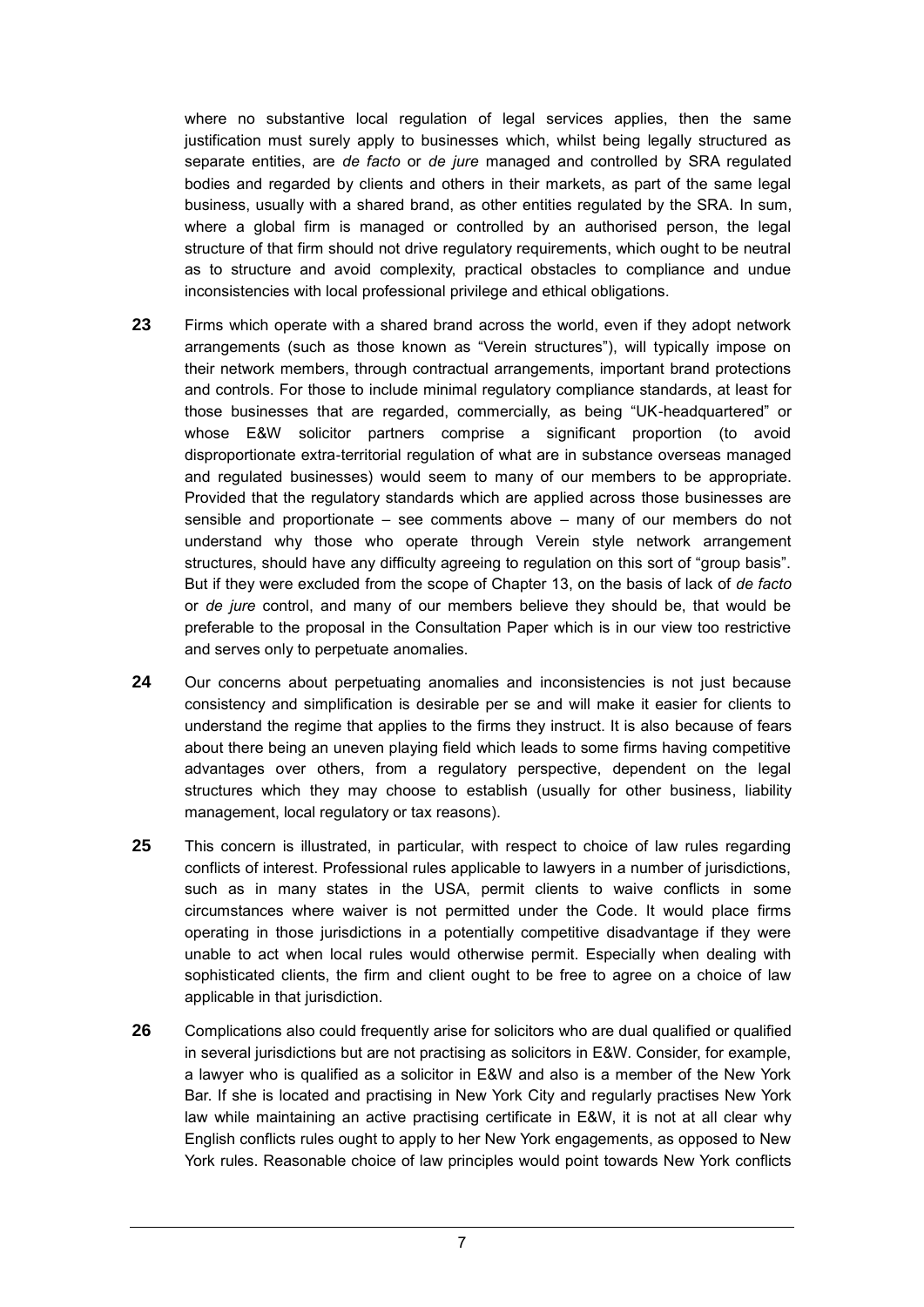where no substantive local regulation of legal services applies, then the same justification must surely apply to businesses which, whilst being legally structured as separate entities, are *de facto* or *de jure* managed and controlled by SRA regulated bodies and regarded by clients and others in their markets, as part of the same legal business, usually with a shared brand, as other entities regulated by the SRA. In sum, where a global firm is managed or controlled by an authorised person, the legal structure of that firm should not drive regulatory requirements, which ought to be neutral as to structure and avoid complexity, practical obstacles to compliance and undue inconsistencies with local professional privilege and ethical obligations.

**23** Firms which operate with a shared brand across the world, even if they adopt network arrangements (such as those known as "Verein structures"), will typically impose on their network members, through contractual arrangements, important brand protections and controls. For those to include minimal regulatory compliance standards, at least for those businesses that are regarded, commercially, as being "UK-headquartered" or whose E&W solicitor partners comprise a significant proportion (to avoid disproportionate extra-territorial regulation of what are in substance overseas managed and regulated businesses) would seem to many of our members to be appropriate. Provided that the regulatory standards which are applied across those businesses are sensible and proportionate – see comments above – many of our members do not understand why those who operate through Verein style network arrangement structures, should have any difficulty agreeing to regulation on this sort of "group basis". But if they were excluded from the scope of Chapter 13, on the basis of lack of *de facto* or *de jure* control, and many of our members believe they should be, that would be preferable to the proposal in the Consultation Paper which is in our view too restrictive and serves only to perpetuate anomalies.

**24** Our concerns about perpetuating anomalies and inconsistencies is not just because consistency and simplification is desirable per se and will make it easier for clients to understand the regime that applies to the firms they instruct. It is also because of fears about there being an uneven playing field which leads to some firms having competitive advantages over others, from a regulatory perspective, dependent on the legal structures which they may choose to establish (usually for other business, liability management, local regulatory or tax reasons).

**25** This concern is illustrated, in particular, with respect to choice of law rules regarding conflicts of interest. Professional rules applicable to lawyers in a number of jurisdictions, such as in many states in the USA, permit clients to waive conflicts in some circumstances where waiver is not permitted under the Code. It would place firms operating in those jurisdictions in a potentially competitive disadvantage if they were unable to act when local rules would otherwise permit. Especially when dealing with sophisticated clients, the firm and client ought to be free to agree on a choice of law applicable in that jurisdiction.

**26** Complications also could frequently arise for solicitors who are dual qualified or qualified in several jurisdictions but are not practising as solicitors in E&W. Consider, for example, a lawyer who is qualified as a solicitor in E&W and also is a member of the New York Bar. If she is located and practising in New York City and regularly practises New York law while maintaining an active practising certificate in E&W, it is not at all clear why English conflicts rules ought to apply to her New York engagements, as opposed to New York rules. Reasonable choice of law principles would point towards New York conflicts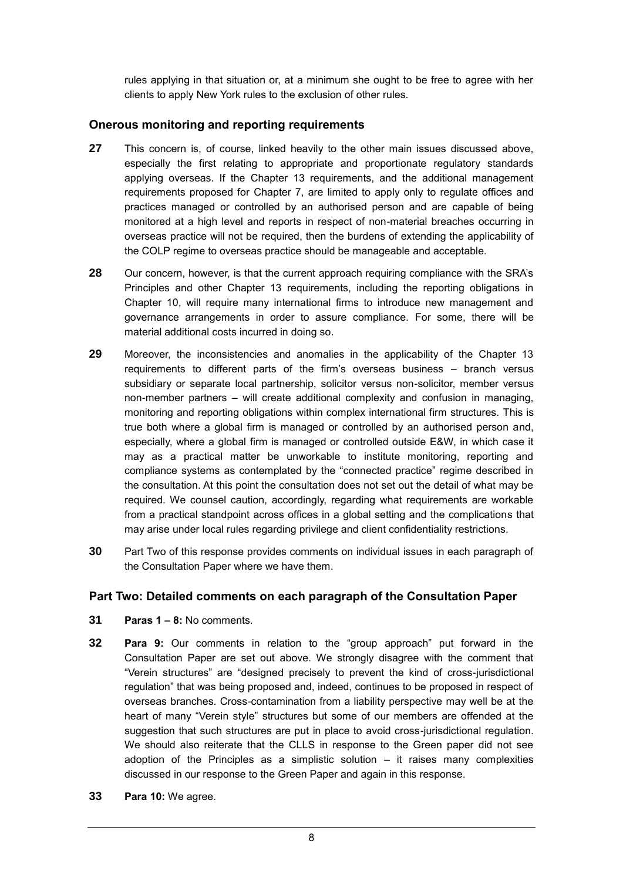rules applying in that situation or, at a minimum she ought to be free to agree with her clients to apply New York rules to the exclusion of other rules.

### Onerous monitoring and reporting requirements

**27** This concern is, of course, linked heavily to the other main issues discussed above, especially the first relating to appropriate and proportionate regulatory standards applying overseas. If the Chapter 13 requirements, and the additional management requirements proposed for Chapter 7, are limited to apply only to regulate offices and practices managed or controlled by an authorised person and are capable of being monitored at a high level and reports in respect of non-material breaches occurring in overseas practice will not be required, then the burdens of extending the applicability of the COLP regime to overseas practice should be manageable and acceptable.

**28** Our concern, however, is that the current approach requiring compliance with the SRA's Principles and other Chapter 13 requirements, including the reporting obligations in Chapter 10, will require many international firms to introduce new management and governance arrangements in order to assure compliance. For some, there will be material additional costs incurred in doing so.

**29** Moreover, the inconsistencies and anomalies in the applicability of the Chapter 13 requirements to different parts of the firm's overseas business – branch versus subsidiary or separate local partnership, solicitor versus non-solicitor, member versus non-member partners – will create additional complexity and confusion in managing, monitoring and reporting obligations within complex international firm structures. This is true both where a global firm is managed or controlled by an authorised person and, especially, where a global firm is managed or controlled outside E&W, in which case it may as a practical matter be unworkable to institute monitoring, reporting and compliance systems as contemplated by the "connected practice" regime described in the consultation. At this point the consultation does not set out the detail of what may be required. We counsel caution, accordingly, regarding what requirements are workable from a practical standpoint across offices in a global setting and the complications that may arise under local rules regarding privilege and client confidentiality restrictions.

**30** Part Two of this response provides comments on individual issues in each paragraph of the Consultation Paper where we have them.

## Part Two: Detailed comments on each paragraph of the Consultation Paper

**31** **Paras 1 – 8:** No comments.

**32** **Para 9:** Our comments in relation to the "group approach" put forward in the Consultation Paper are set out above. We strongly disagree with the comment that "Verein structures" are "designed precisely to prevent the kind of cross-jurisdictional regulation" that was being proposed and, indeed, continues to be proposed in respect of overseas branches. Cross-contamination from a liability perspective may well be at the heart of many "Verein style" structures but some of our members are offended at the suggestion that such structures are put in place to avoid cross-jurisdictional regulation. We should also reiterate that the CLLS in response to the Green paper did not see adoption of the Principles as a simplistic solution – it raises many complexities discussed in our response to the Green Paper and again in this response.

**33** **Para 10:** We agree.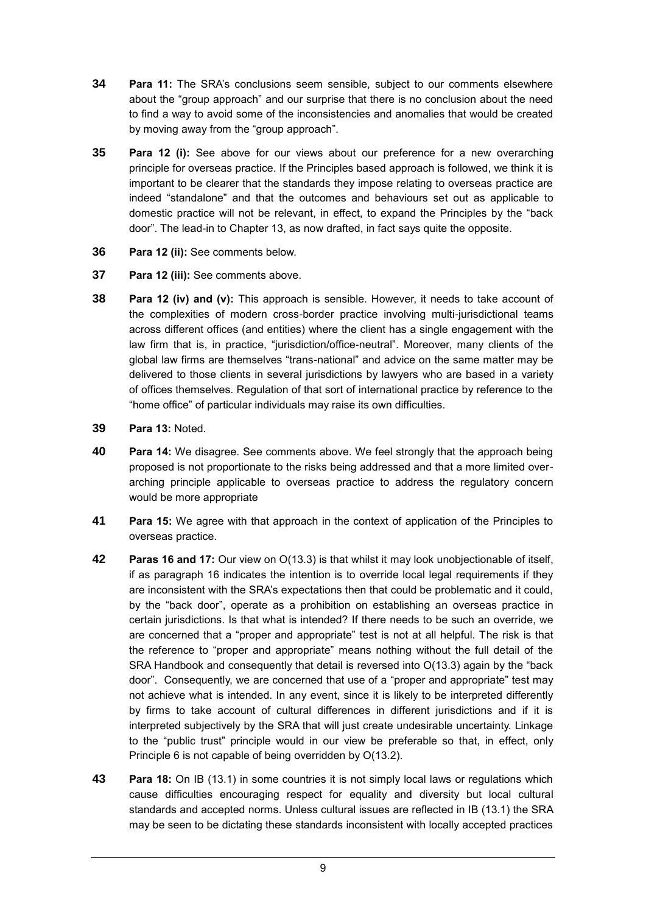**34** **Para 11:** The SRA's conclusions seem sensible, subject to our comments elsewhere about the "group approach" and our surprise that there is no conclusion about the need to find a way to avoid some of the inconsistencies and anomalies that would be created by moving away from the "group approach".

**35** **Para 12 (i):** See above for our views about our preference for a new overarching principle for overseas practice. If the Principles based approach is followed, we think it is important to be clearer that the standards they impose relating to overseas practice are indeed "standalone" and that the outcomes and behaviours set out as applicable to domestic practice will not be relevant, in effect, to expand the Principles by the "back door". The lead-in to Chapter 13, as now drafted, in fact says quite the opposite.

**36** **Para 12 (ii):** See comments below.

**37** **Para 12 (iii):** See comments above.

**38** **Para 12 (iv) and (v):** This approach is sensible. However, it needs to take account of the complexities of modern cross-border practice involving multi-jurisdictional teams across different offices (and entities) where the client has a single engagement with the law firm that is, in practice, "jurisdiction/office-neutral". Moreover, many clients of the global law firms are themselves "trans-national" and advice on the same matter may be delivered to those clients in several jurisdictions by lawyers who are based in a variety of offices themselves. Regulation of that sort of international practice by reference to the "home office" of particular individuals may raise its own difficulties.

**39** **Para 13:** Noted.

**40** **Para 14:** We disagree. See comments above. We feel strongly that the approach being proposed is not proportionate to the risks being addressed and that a more limited over-arching principle applicable to overseas practice to address the regulatory concern would be more appropriate

**41** **Para 15:** We agree with that approach in the context of application of the Principles to overseas practice.

**42** **Paras 16 and 17:** Our view on O(13.3) is that whilst it may look unobjectionable of itself, if as paragraph 16 indicates the intention is to override local legal requirements if they are inconsistent with the SRA's expectations then that could be problematic and it could, by the "back door", operate as a prohibition on establishing an overseas practice in certain jurisdictions. Is that what is intended? If there needs to be such an override, we are concerned that a "proper and appropriate" test is not at all helpful. The risk is that the reference to "proper and appropriate" means nothing without the full detail of the SRA Handbook and consequently that detail is reversed into O(13.3) again by the "back door". Consequently, we are concerned that use of a "proper and appropriate" test may not achieve what is intended. In any event, since it is likely to be interpreted differently by firms to take account of cultural differences in different jurisdictions and if it is interpreted subjectively by the SRA that will just create undesirable uncertainty. Linkage to the "public trust" principle would in our view be preferable so that, in effect, only Principle 6 is not capable of being overridden by O(13.2).

**43** **Para 18:** On IB (13.1) in some countries it is not simply local laws or regulations which cause difficulties encouraging respect for equality and diversity but local cultural standards and accepted norms. Unless cultural issues are reflected in IB (13.1) the SRA may be seen to be dictating these standards inconsistent with locally accepted practices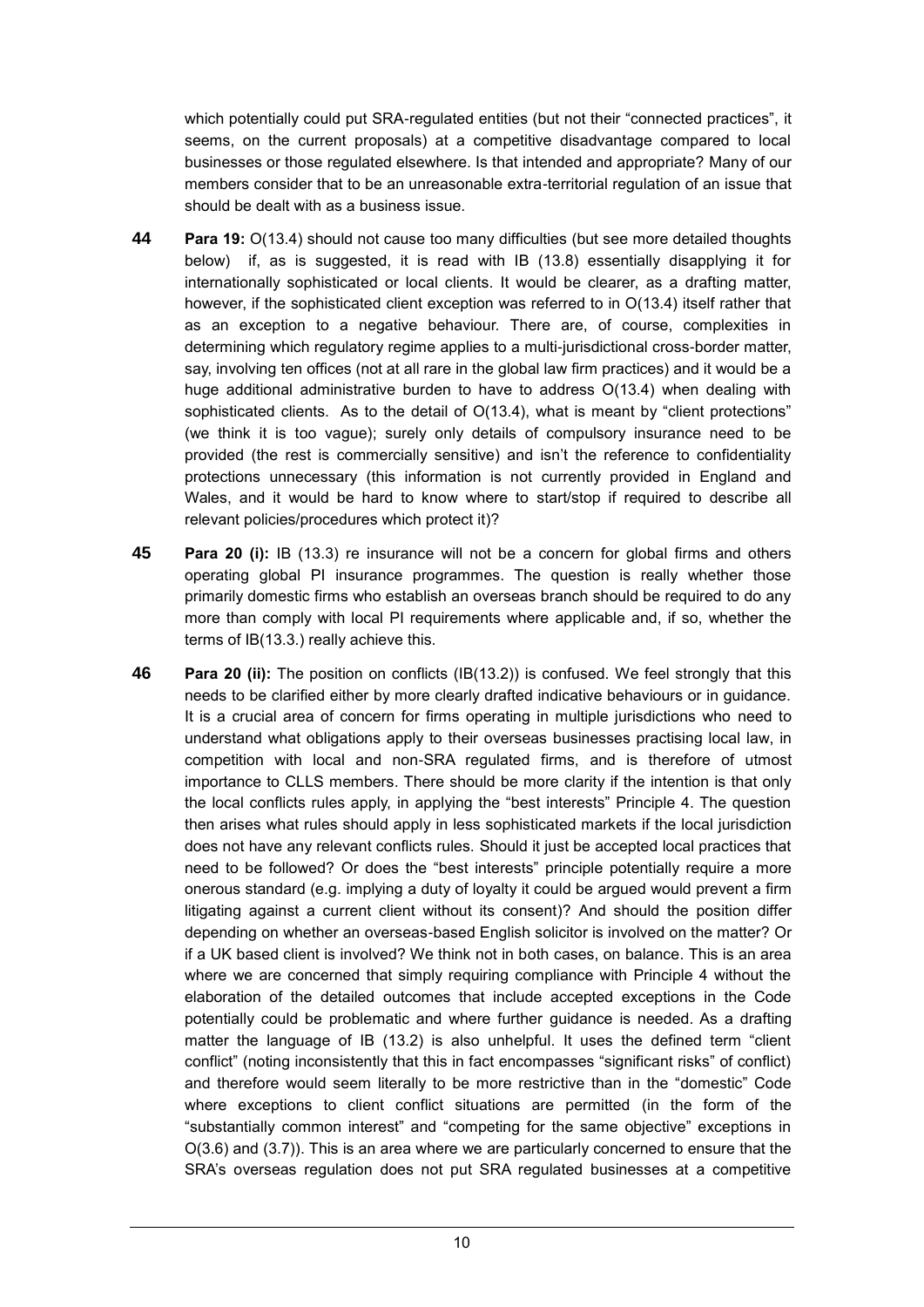which potentially could put SRA-regulated entities (but not their "connected practices", it seems, on the current proposals) at a competitive disadvantage compared to local businesses or those regulated elsewhere. Is that intended and appropriate? Many of our members consider that to be an unreasonable extra-territorial regulation of an issue that should be dealt with as a business issue.

**44** **Para 19:** O(13.4) should not cause too many difficulties (but see more detailed thoughts below) if, as is suggested, it is read with IB (13.8) essentially disapplying it for internationally sophisticated or local clients. It would be clearer, as a drafting matter, however, if the sophisticated client exception was referred to in O(13.4) itself rather that as an exception to a negative behaviour. There are, of course, complexities in determining which regulatory regime applies to a multi-jurisdictional cross-border matter, say, involving ten offices (not at all rare in the global law firm practices) and it would be a huge additional administrative burden to have to address O(13.4) when dealing with sophisticated clients. As to the detail of O(13.4), what is meant by "client protections" (we think it is too vague); surely only details of compulsory insurance need to be provided (the rest is commercially sensitive) and isn't the reference to confidentiality protections unnecessary (this information is not currently provided in England and Wales, and it would be hard to know where to start/stop if required to describe all relevant policies/procedures which protect it)?

**45** **Para 20 (i):** IB (13.3) re insurance will not be a concern for global firms and others operating global PI insurance programmes. The question is really whether those primarily domestic firms who establish an overseas branch should be required to do any more than comply with local PI requirements where applicable and, if so, whether the terms of IB(13.3.) really achieve this.

**46** **Para 20 (ii):** The position on conflicts (IB(13.2)) is confused. We feel strongly that this needs to be clarified either by more clearly drafted indicative behaviours or in guidance. It is a crucial area of concern for firms operating in multiple jurisdictions who need to understand what obligations apply to their overseas businesses practising local law, in competition with local and non-SRA regulated firms, and is therefore of utmost importance to CLLS members. There should be more clarity if the intention is that only the local conflicts rules apply, in applying the "best interests" Principle 4. The question then arises what rules should apply in less sophisticated markets if the local jurisdiction does not have any relevant conflicts rules. Should it just be accepted local practices that need to be followed? Or does the "best interests" principle potentially require a more onerous standard (e.g. implying a duty of loyalty it could be argued would prevent a firm litigating against a current client without its consent)? And should the position differ depending on whether an overseas-based English solicitor is involved on the matter? Or if a UK based client is involved? We think not in both cases, on balance. This is an area where we are concerned that simply requiring compliance with Principle 4 without the elaboration of the detailed outcomes that include accepted exceptions in the Code potentially could be problematic and where further guidance is needed. As a drafting matter the language of IB (13.2) is also unhelpful. It uses the defined term "client conflict" (noting inconsistently that this in fact encompasses "significant risks" of conflict) and therefore would seem literally to be more restrictive than in the "domestic" Code where exceptions to client conflict situations are permitted (in the form of the "substantially common interest" and "competing for the same objective" exceptions in O(3.6) and (3.7)). This is an area where we are particularly concerned to ensure that the SRA's overseas regulation does not put SRA regulated businesses at a competitive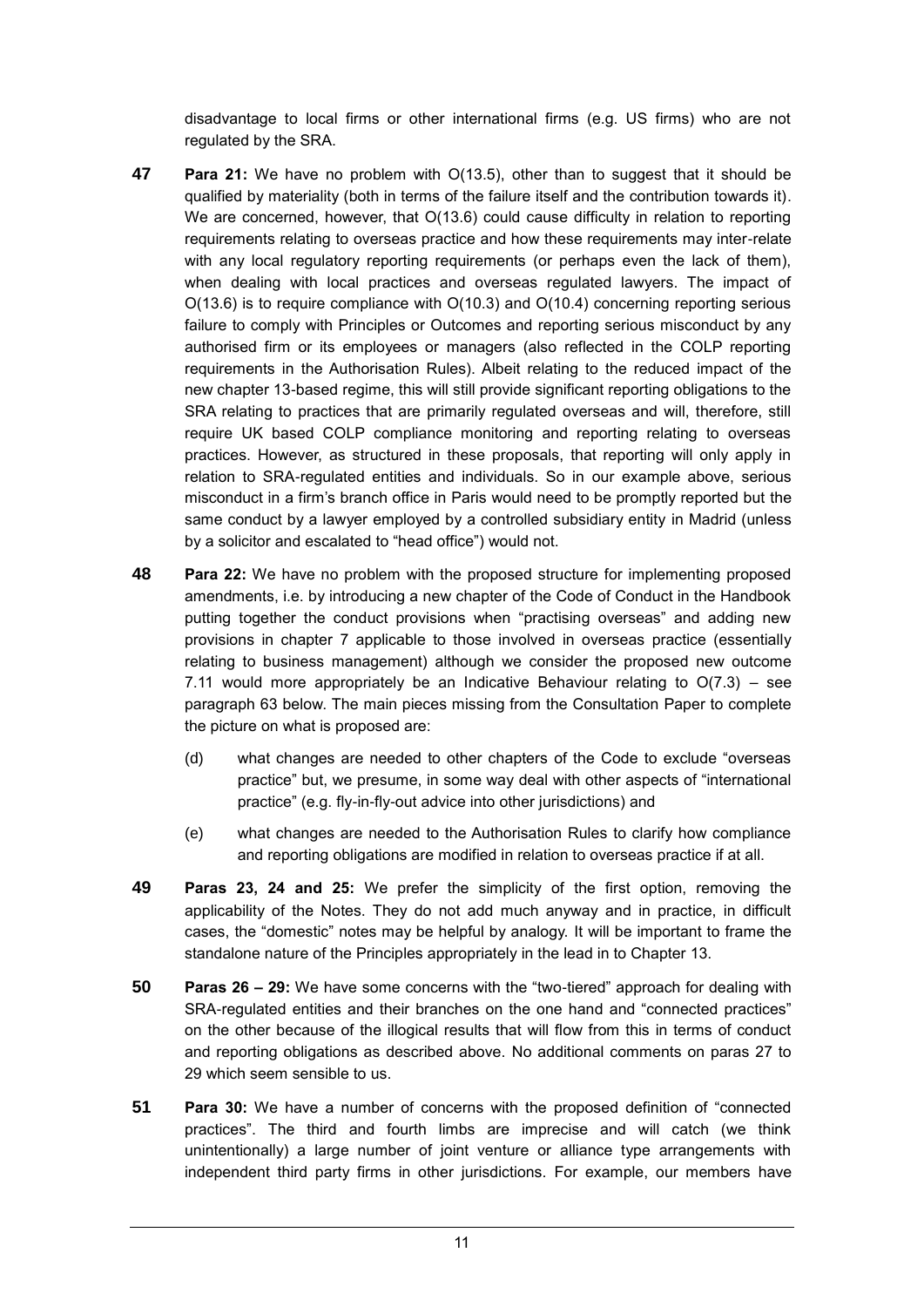disadvantage to local firms or other international firms (e.g. US firms) who are not regulated by the SRA.

**47** **Para 21:** We have no problem with O(13.5), other than to suggest that it should be qualified by materiality (both in terms of the failure itself and the contribution towards it). We are concerned, however, that O(13.6) could cause difficulty in relation to reporting requirements relating to overseas practice and how these requirements may inter-relate with any local regulatory reporting requirements (or perhaps even the lack of them), when dealing with local practices and overseas regulated lawyers. The impact of O(13.6) is to require compliance with O(10.3) and O(10.4) concerning reporting serious failure to comply with Principles or Outcomes and reporting serious misconduct by any authorised firm or its employees or managers (also reflected in the COLP reporting requirements in the Authorisation Rules). Albeit relating to the reduced impact of the new chapter 13-based regime, this will still provide significant reporting obligations to the SRA relating to practices that are primarily regulated overseas and will, therefore, still require UK based COLP compliance monitoring and reporting relating to overseas practices. However, as structured in these proposals, that reporting will only apply in relation to SRA-regulated entities and individuals. So in our example above, serious misconduct in a firm's branch office in Paris would need to be promptly reported but the same conduct by a lawyer employed by a controlled subsidiary entity in Madrid (unless by a solicitor and escalated to "head office") would not.

**48** **Para 22:** We have no problem with the proposed structure for implementing proposed amendments, i.e. by introducing a new chapter of the Code of Conduct in the Handbook putting together the conduct provisions when "practising overseas" and adding new provisions in chapter 7 applicable to those involved in overseas practice (essentially relating to business management) although we consider the proposed new outcome 7.11 would more appropriately be an Indicative Behaviour relating to O(7.3) – see paragraph 63 below. The main pieces missing from the Consultation Paper to complete the picture on what is proposed are:

(d) what changes are needed to other chapters of the Code to exclude "overseas practice" but, we presume, in some way deal with other aspects of "international practice" (e.g. fly-in-fly-out advice into other jurisdictions) and

(e) what changes are needed to the Authorisation Rules to clarify how compliance and reporting obligations are modified in relation to overseas practice if at all.

**49** **Paras 23, 24 and 25:** We prefer the simplicity of the first option, removing the applicability of the Notes. They do not add much anyway and in practice, in difficult cases, the "domestic" notes may be helpful by analogy. It will be important to frame the standalone nature of the Principles appropriately in the lead in to Chapter 13.

**50** **Paras 26 – 29:** We have some concerns with the "two-tiered" approach for dealing with SRA-regulated entities and their branches on the one hand and "connected practices" on the other because of the illogical results that will flow from this in terms of conduct and reporting obligations as described above. No additional comments on paras 27 to 29 which seem sensible to us.

**51** **Para 30:** We have a number of concerns with the proposed definition of "connected practices". The third and fourth limbs are imprecise and will catch (we think unintentionally) a large number of joint venture or alliance type arrangements with independent third party firms in other jurisdictions. For example, our members have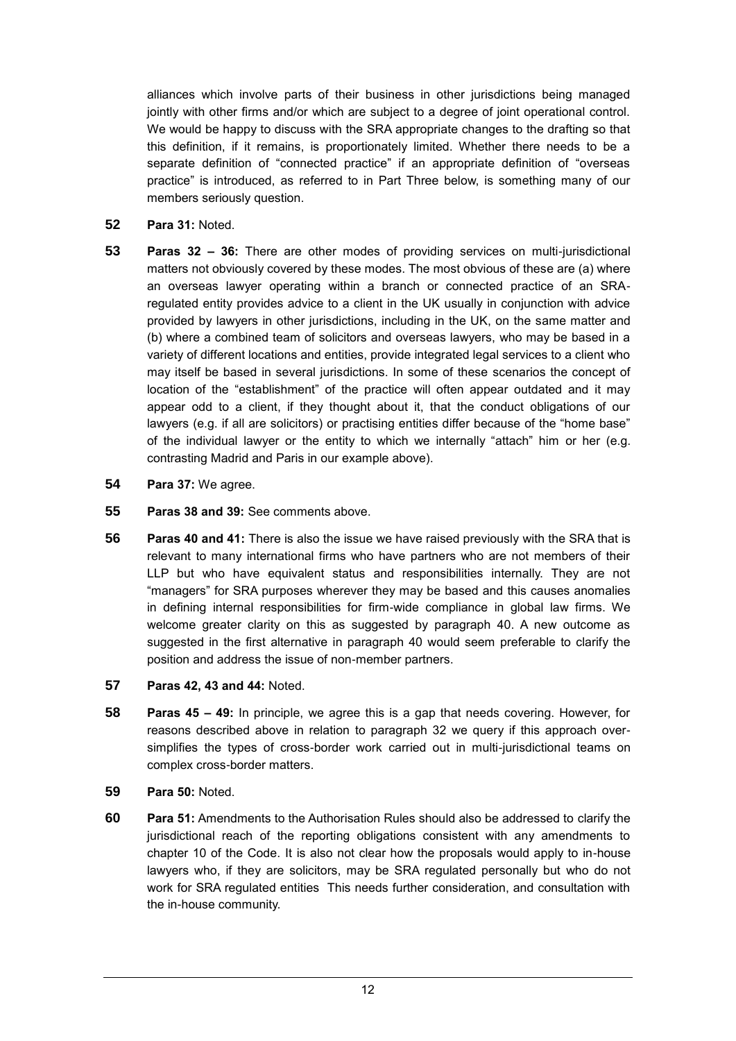alliances which involve parts of their business in other jurisdictions being managed jointly with other firms and/or which are subject to a degree of joint operational control. We would be happy to discuss with the SRA appropriate changes to the drafting so that this definition, if it remains, is proportionately limited. Whether there needs to be a separate definition of "connected practice" if an appropriate definition of "overseas practice" is introduced, as referred to in Part Three below, is something many of our members seriously question.

**52** **Para 31:** Noted.

**53** **Paras 32 – 36:** There are other modes of providing services on multi-jurisdictional matters not obviously covered by these modes. The most obvious of these are (a) where an overseas lawyer operating within a branch or connected practice of an SRA-regulated entity provides advice to a client in the UK usually in conjunction with advice provided by lawyers in other jurisdictions, including in the UK, on the same matter and (b) where a combined team of solicitors and overseas lawyers, who may be based in a variety of different locations and entities, provide integrated legal services to a client who may itself be based in several jurisdictions. In some of these scenarios the concept of location of the "establishment" of the practice will often appear outdated and it may appear odd to a client, if they thought about it, that the conduct obligations of our lawyers (e.g. if all are solicitors) or practising entities differ because of the "home base" of the individual lawyer or the entity to which we internally "attach" him or her (e.g. contrasting Madrid and Paris in our example above).

**54** **Para 37:** We agree.

**55** **Paras 38 and 39:** See comments above.

**56** **Paras 40 and 41:** There is also the issue we have raised previously with the SRA that is relevant to many international firms who have partners who are not members of their LLP but who have equivalent status and responsibilities internally. They are not "managers" for SRA purposes wherever they may be based and this causes anomalies in defining internal responsibilities for firm-wide compliance in global law firms. We welcome greater clarity on this as suggested by paragraph 40. A new outcome as suggested in the first alternative in paragraph 40 would seem preferable to clarify the position and address the issue of non-member partners.

**57** **Paras 42, 43 and 44:** Noted.

**58** **Paras 45 – 49:** In principle, we agree this is a gap that needs covering. However, for reasons described above in relation to paragraph 32 we query if this approach over-simplifies the types of cross-border work carried out in multi-jurisdictional teams on complex cross-border matters.

**59** **Para 50:** Noted.

**60** **Para 51:** Amendments to the Authorisation Rules should also be addressed to clarify the jurisdictional reach of the reporting obligations consistent with any amendments to chapter 10 of the Code. It is also not clear how the proposals would apply to in-house lawyers who, if they are solicitors, may be SRA regulated personally but who do not work for SRA regulated entities This needs further consideration, and consultation with the in-house community.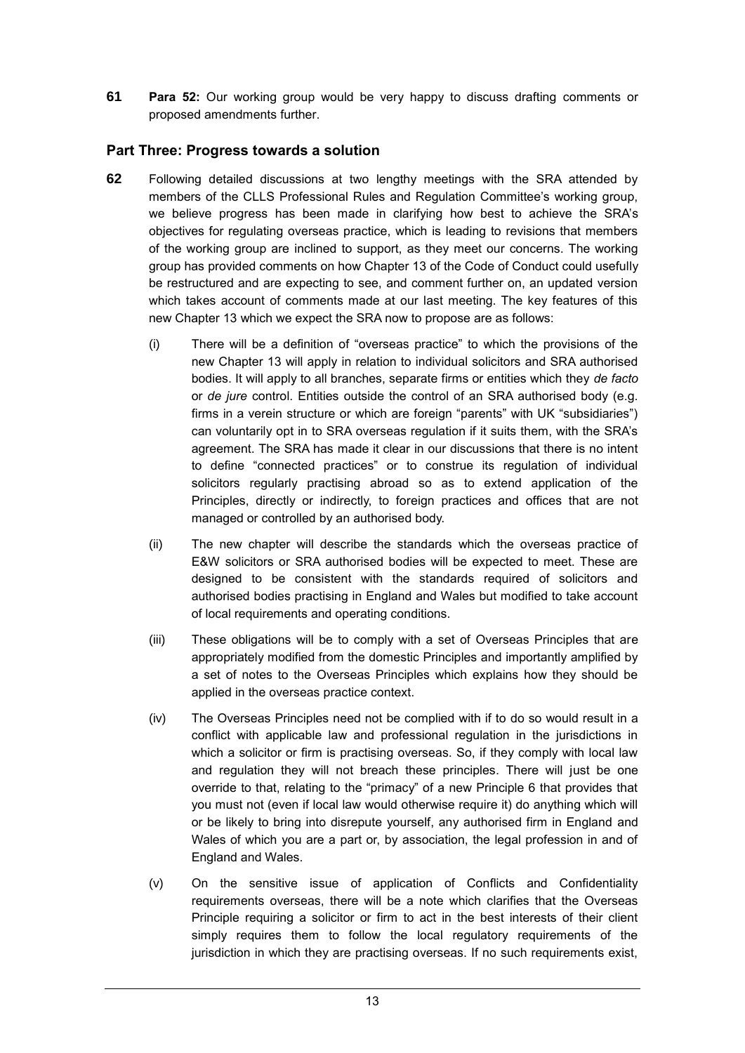**61** **Para 52:** Our working group would be very happy to discuss drafting comments or proposed amendments further.

## Part Three: Progress towards a solution

**62** Following detailed discussions at two lengthy meetings with the SRA attended by members of the CLLS Professional Rules and Regulation Committee's working group, we believe progress has been made in clarifying how best to achieve the SRA's objectives for regulating overseas practice, which is leading to revisions that members of the working group are inclined to support, as they meet our concerns. The working group has provided comments on how Chapter 13 of the Code of Conduct could usefully be restructured and are expecting to see, and comment further on, an updated version which takes account of comments made at our last meeting. The key features of this new Chapter 13 which we expect the SRA now to propose are as follows:

(i) There will be a definition of "overseas practice" to which the provisions of the new Chapter 13 will apply in relation to individual solicitors and SRA authorised bodies. It will apply to all branches, separate firms or entities which they *de facto* or *de jure* control. Entities outside the control of an SRA authorised body (e.g. firms in a verein structure or which are foreign "parents" with UK "subsidiaries") can voluntarily opt in to SRA overseas regulation if it suits them, with the SRA's agreement. The SRA has made it clear in our discussions that there is no intent to define "connected practices" or to construe its regulation of individual solicitors regularly practising abroad so as to extend application of the Principles, directly or indirectly, to foreign practices and offices that are not managed or controlled by an authorised body.

(ii) The new chapter will describe the standards which the overseas practice of E&W solicitors or SRA authorised bodies will be expected to meet. These are designed to be consistent with the standards required of solicitors and authorised bodies practising in England and Wales but modified to take account of local requirements and operating conditions.

(iii) These obligations will be to comply with a set of Overseas Principles that are appropriately modified from the domestic Principles and importantly amplified by a set of notes to the Overseas Principles which explains how they should be applied in the overseas practice context.

(iv) The Overseas Principles need not be complied with if to do so would result in a conflict with applicable law and professional regulation in the jurisdictions in which a solicitor or firm is practising overseas. So, if they comply with local law and regulation they will not breach these principles. There will just be one override to that, relating to the "primacy" of a new Principle 6 that provides that you must not (even if local law would otherwise require it) do anything which will or be likely to bring into disrepute yourself, any authorised firm in England and Wales of which you are a part or, by association, the legal profession in and of England and Wales.

(v) On the sensitive issue of application of Conflicts and Confidentiality requirements overseas, there will be a note which clarifies that the Overseas Principle requiring a solicitor or firm to act in the best interests of their client simply requires them to follow the local regulatory requirements of the jurisdiction in which they are practising overseas. If no such requirements exist,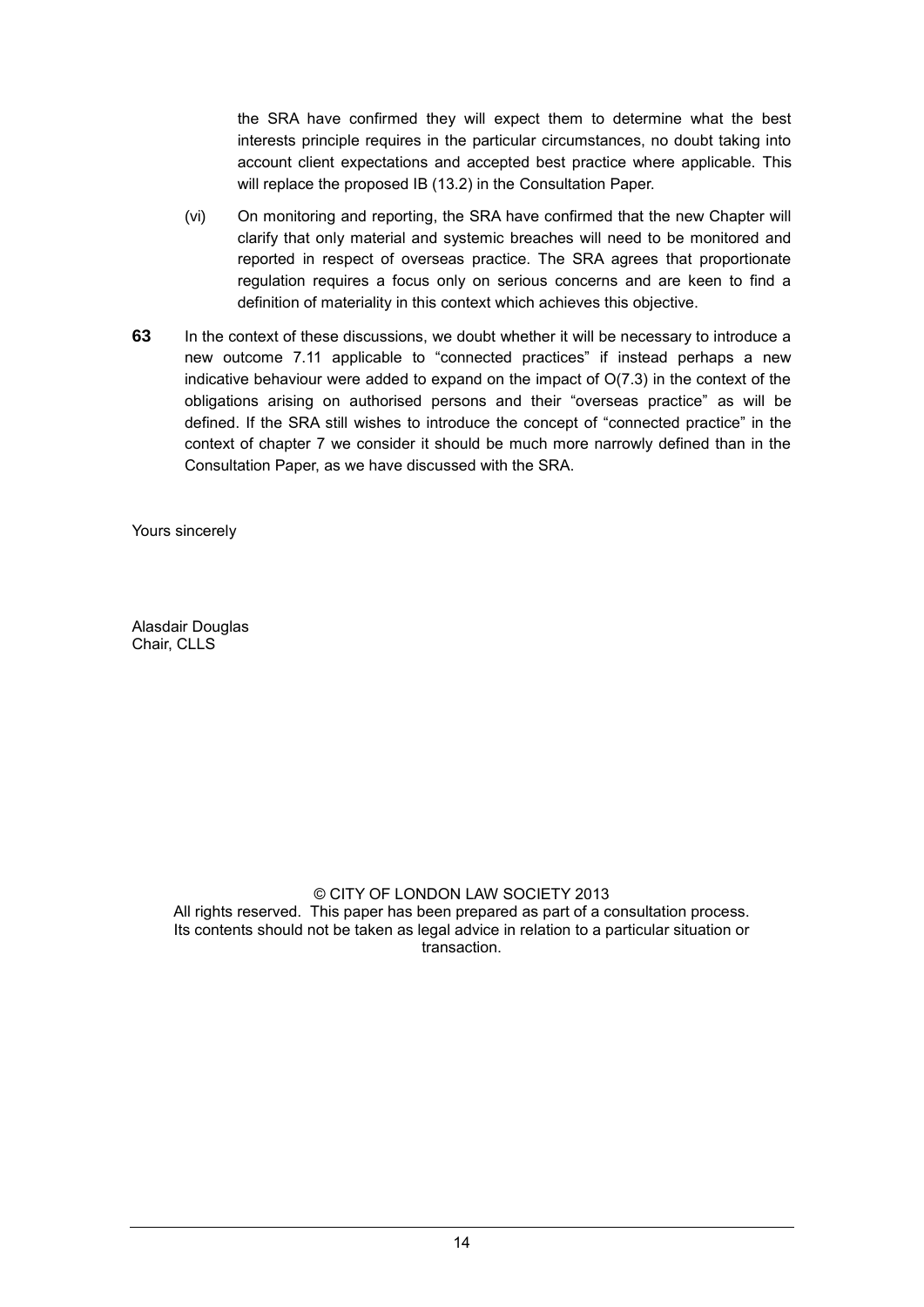the SRA have confirmed they will expect them to determine what the best interests principle requires in the particular circumstances, no doubt taking into account client expectations and accepted best practice where applicable. This will replace the proposed IB (13.2) in the Consultation Paper.

(vi) On monitoring and reporting, the SRA have confirmed that the new Chapter will clarify that only material and systemic breaches will need to be monitored and reported in respect of overseas practice. The SRA agrees that proportionate regulation requires a focus only on serious concerns and are keen to find a definition of materiality in this context which achieves this objective.

**63** In the context of these discussions, we doubt whether it will be necessary to introduce a new outcome 7.11 applicable to "connected practices" if instead perhaps a new indicative behaviour were added to expand on the impact of O(7.3) in the context of the obligations arising on authorised persons and their "overseas practice" as will be defined. If the SRA still wishes to introduce the concept of "connected practice" in the context of chapter 7 we consider it should be much more narrowly defined than in the Consultation Paper, as we have discussed with the SRA.

Yours sincerely

Alasdair Douglas
Chair, CLLS

© CITY OF LONDON LAW SOCIETY 2013
All rights reserved. This paper has been prepared as part of a consultation process. Its contents should not be taken as legal advice in relation to a particular situation or transaction.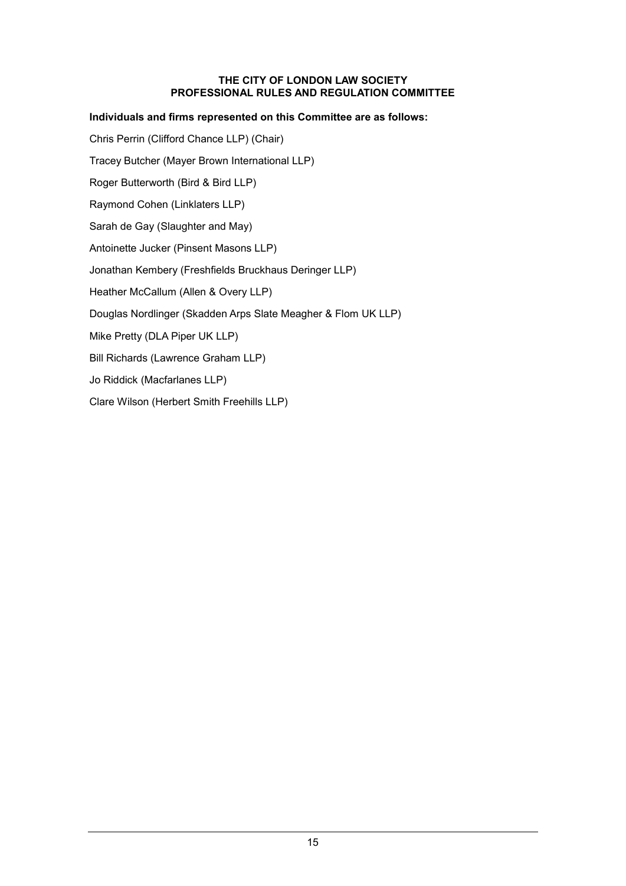**THE CITY OF LONDON LAW SOCIETY**
**PROFESSIONAL RULES AND REGULATION COMMITTEE**

**Individuals and firms represented on this Committee are as follows:**

Chris Perrin (Clifford Chance LLP) (Chair)

Tracey Butcher (Mayer Brown International LLP)

Roger Butterworth (Bird & Bird LLP)

Raymond Cohen (Linklaters LLP)

Sarah de Gay (Slaughter and May)

Antoinette Jucker (Pinsent Masons LLP)

Jonathan Kembery (Freshfields Bruckhaus Deringer LLP)

Heather McCallum (Allen & Overy LLP)

Douglas Nordlinger (Skadden Arps Slate Meagher & Flom UK LLP)

Mike Pretty (DLA Piper UK LLP)

Bill Richards (Lawrence Graham LLP)

Jo Riddick (Macfarlanes LLP)

Clare Wilson (Herbert Smith Freehills LLP)